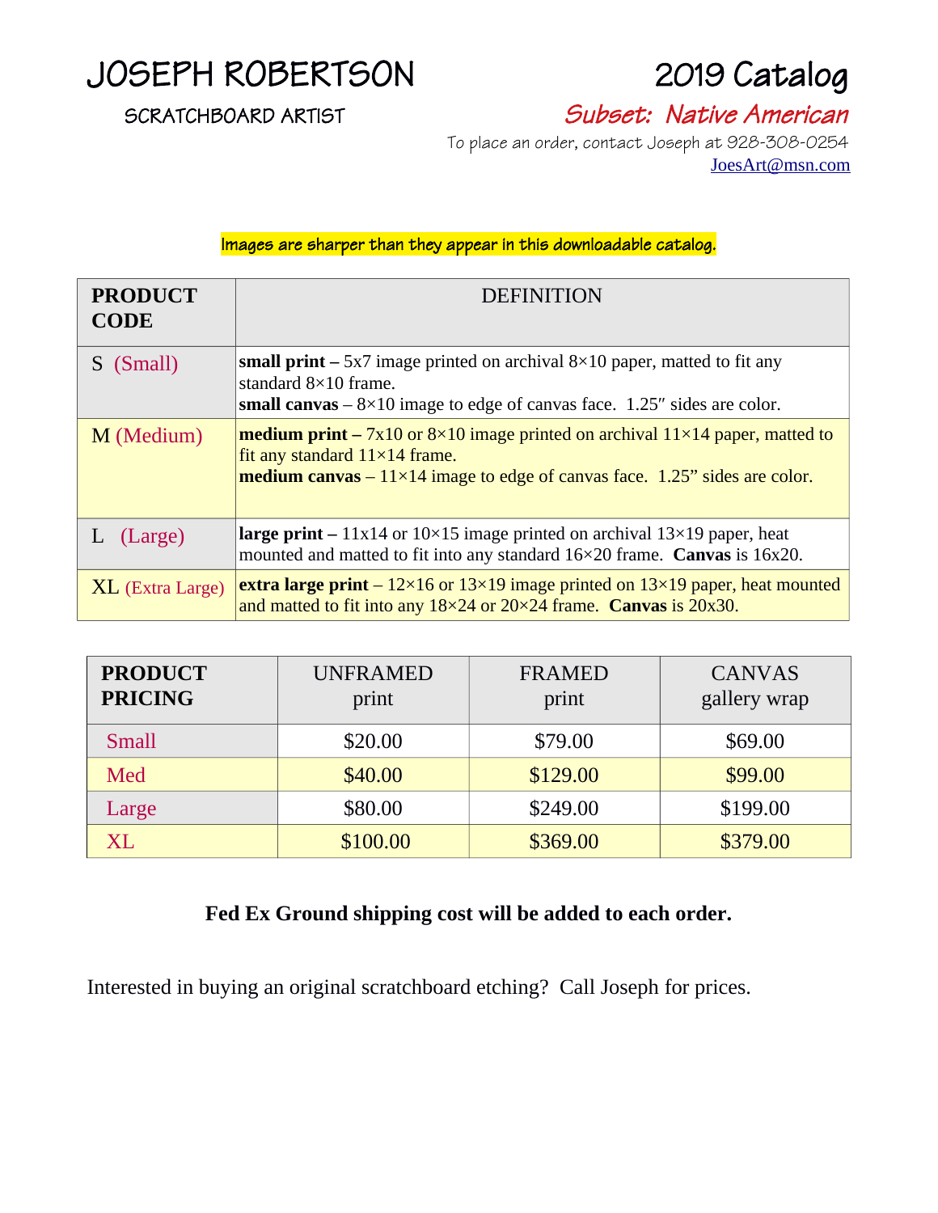# JOSEPH ROBERTSON

SCRATCHBOARD ARTIST

# 2019 Catalog

## *Subset: Native American*

To place an order, contact Joseph at 928-308-0254
JoesArt@msn.com

Images are sharper than they appear in this downloadable catalog.

| **PRODUCT CODE** | DEFINITION |
|---|---|
| S (Small) | **small print –** 5x7 image printed on archival 8×10 paper, matted to fit any standard 8×10 frame.<br>**small canvas** – 8×10 image to edge of canvas face. 1.25″ sides are color. |
| M (Medium) | **medium print –** 7x10 or 8×10 image printed on archival 11×14 paper, matted to fit any standard 11×14 frame.<br>**medium canvas** – 11×14 image to edge of canvas face. 1.25" sides are color. |
| L (Large) | **large print –** 11x14 or 10×15 image printed on archival 13×19 paper, heat mounted and matted to fit into any standard 16×20 frame. **Canvas** is 16x20. |
| XL (Extra Large) | **extra large print** – 12×16 or 13×19 image printed on 13×19 paper, heat mounted and matted to fit into any 18×24 or 20×24 frame. **Canvas** is 20x30. |

| **PRODUCT PRICING** | UNFRAMED print | FRAMED print | CANVAS gallery wrap |
|---|---|---|---|
| Small | $20.00 | $79.00 | $69.00 |
| Med | $40.00 | $129.00 | $99.00 |
| Large | $80.00 | $249.00 | $199.00 |
| XL | $100.00 | $369.00 | $379.00 |

**Fed Ex Ground shipping cost will be added to each order.**

Interested in buying an original scratchboard etching? Call Joseph for prices.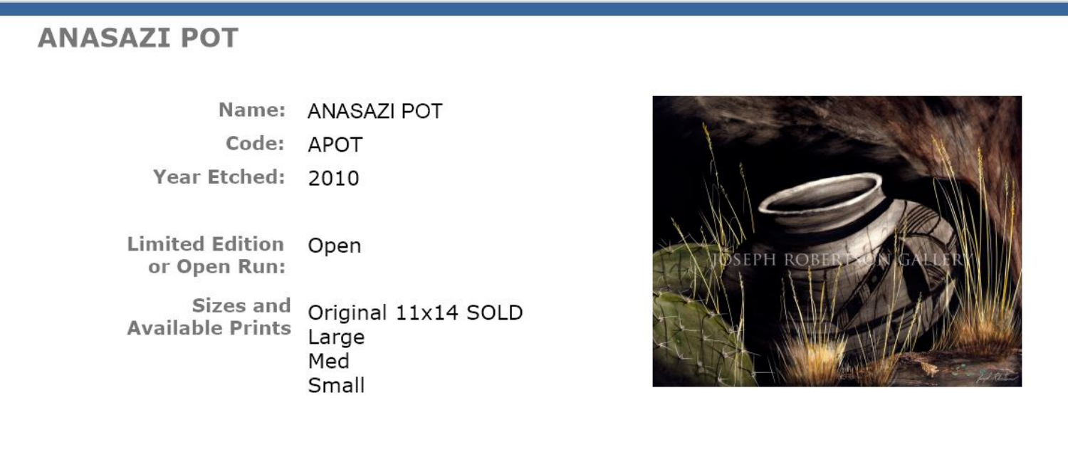# ANASAZI POT

| | |
|---|---|
| **Name:** | ANASAZI POT |
| **Code:** | APOT |
| **Year Etched:** | 2010 |
| **Limited Edition or Open Run:** | Open |
| **Sizes and Available Prints** | Original 11x14 SOLD<br>Large<br>Med<br>Small |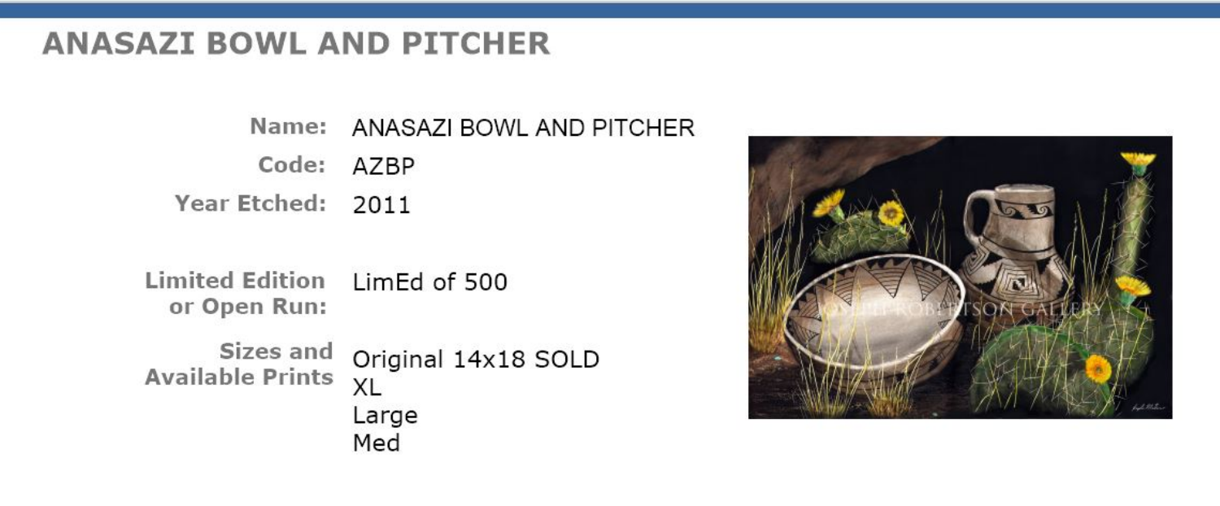# ANASAZI BOWL AND PITCHER

| | |
|---|---|
| **Name:** | ANASAZI BOWL AND PITCHER |
| **Code:** | AZBP |
| **Year Etched:** | 2011 |
| **Limited Edition or Open Run:** | LimEd of 500 |
| **Sizes and Available Prints** | Original 14x18 SOLD<br>XL<br>Large<br>Med |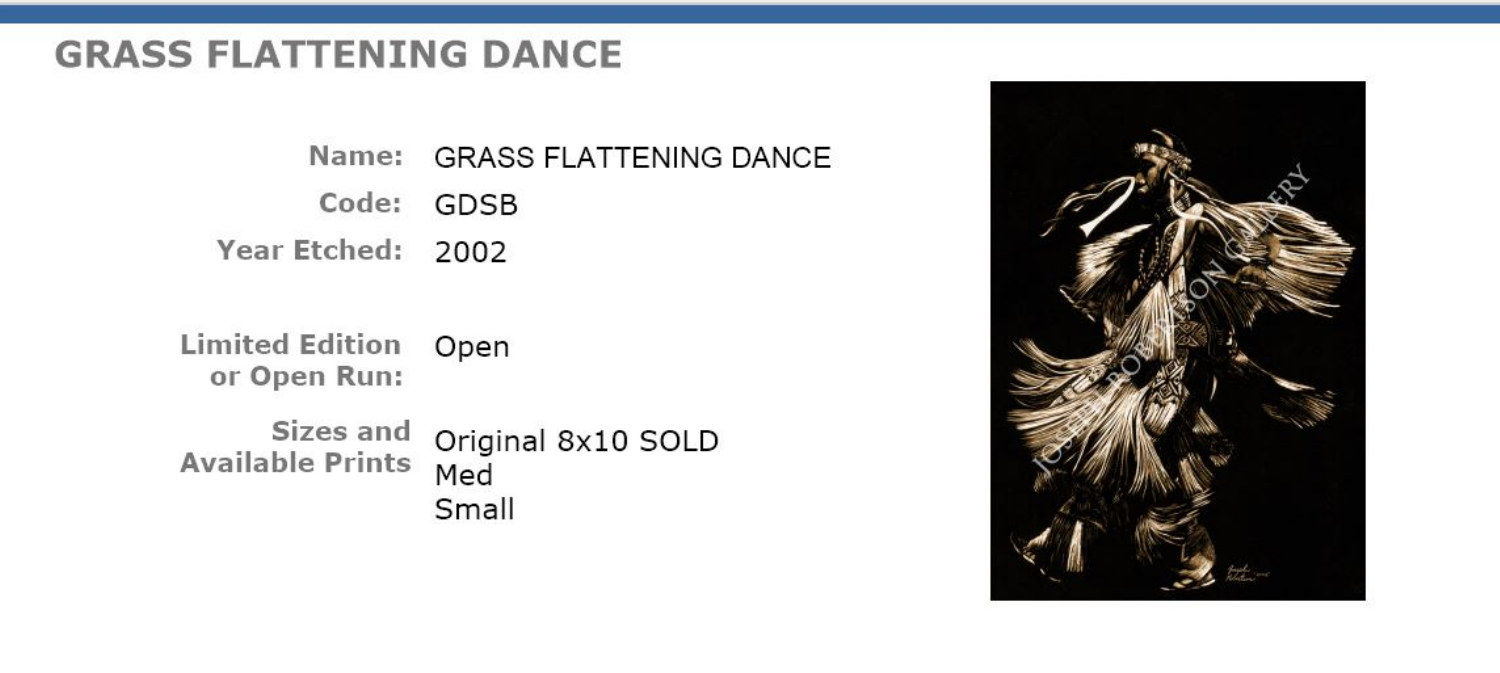## GRASS FLATTENING DANCE

**Name:** GRASS FLATTENING DANCE

**Code:** GDSB

**Year Etched:** 2002

**Limited Edition or Open Run:** Open

**Sizes and Available Prints**

Original 8x10 SOLD
Med
Small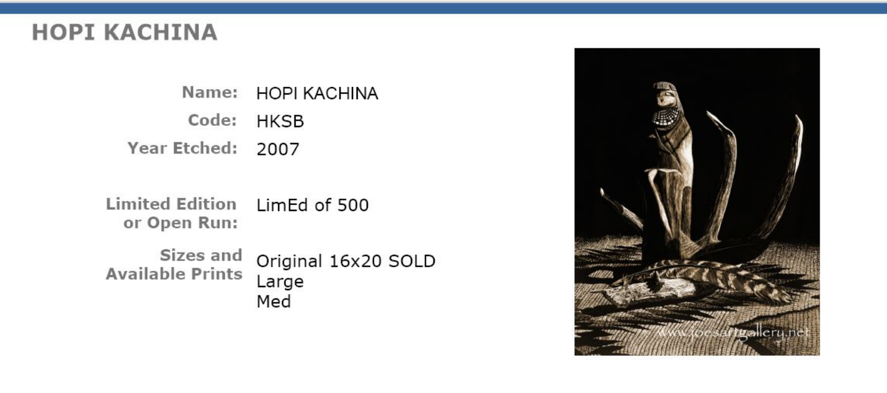## HOPI KACHINA

| | |
|---|---|
| **Name:** | HOPI KACHINA |
| **Code:** | HKSB |
| **Year Etched:** | 2007 |
| **Limited Edition or Open Run:** | LimEd of 500 |
| **Sizes and Available Prints** | Original 16x20 SOLD<br>Large<br>Med |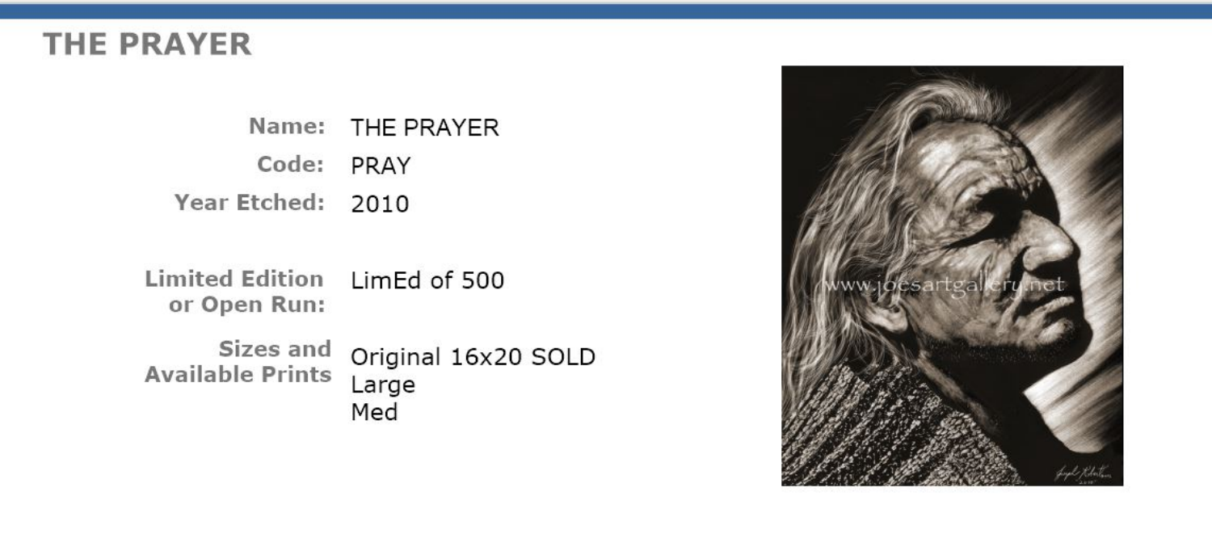# THE PRAYER

| | |
|---|---|
| **Name:** | THE PRAYER |
| **Code:** | PRAY |
| **Year Etched:** | 2010 |
| **Limited Edition or Open Run:** | LimEd of 500 |
| **Sizes and Available Prints** | Original 16x20 SOLD<br>Large<br>Med |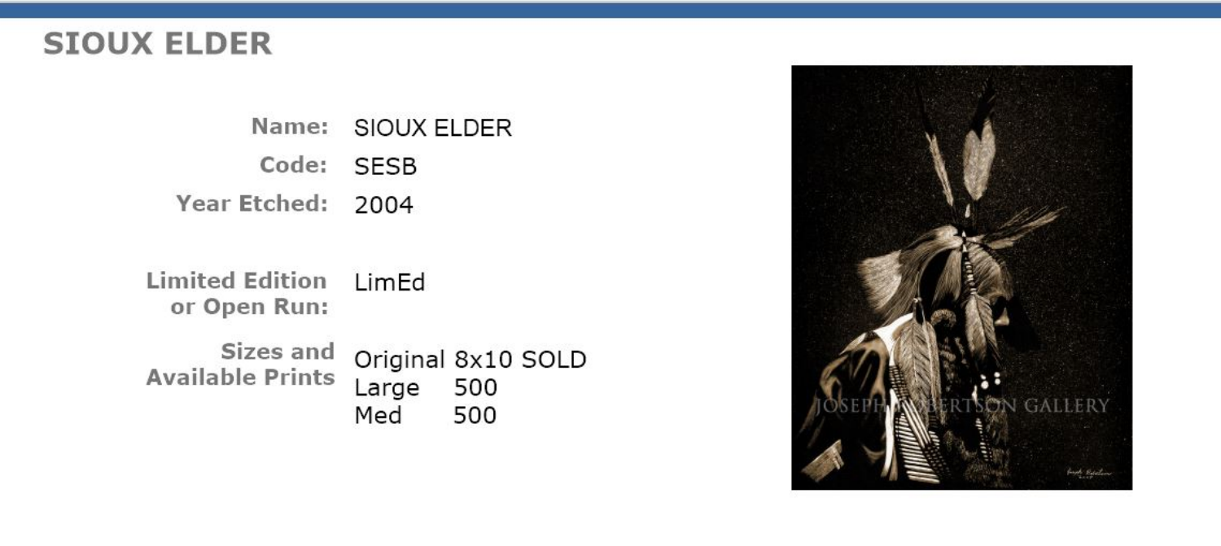# SIOUX ELDER

| | |
|---|---|
| **Name:** | SIOUX ELDER |
| **Code:** | SESB |
| **Year Etched:** | 2004 |
| **Limited Edition or Open Run:** | LimEd |
| **Sizes and Available Prints** | Original 8x10 SOLD<br>Large 500<br>Med 500 |